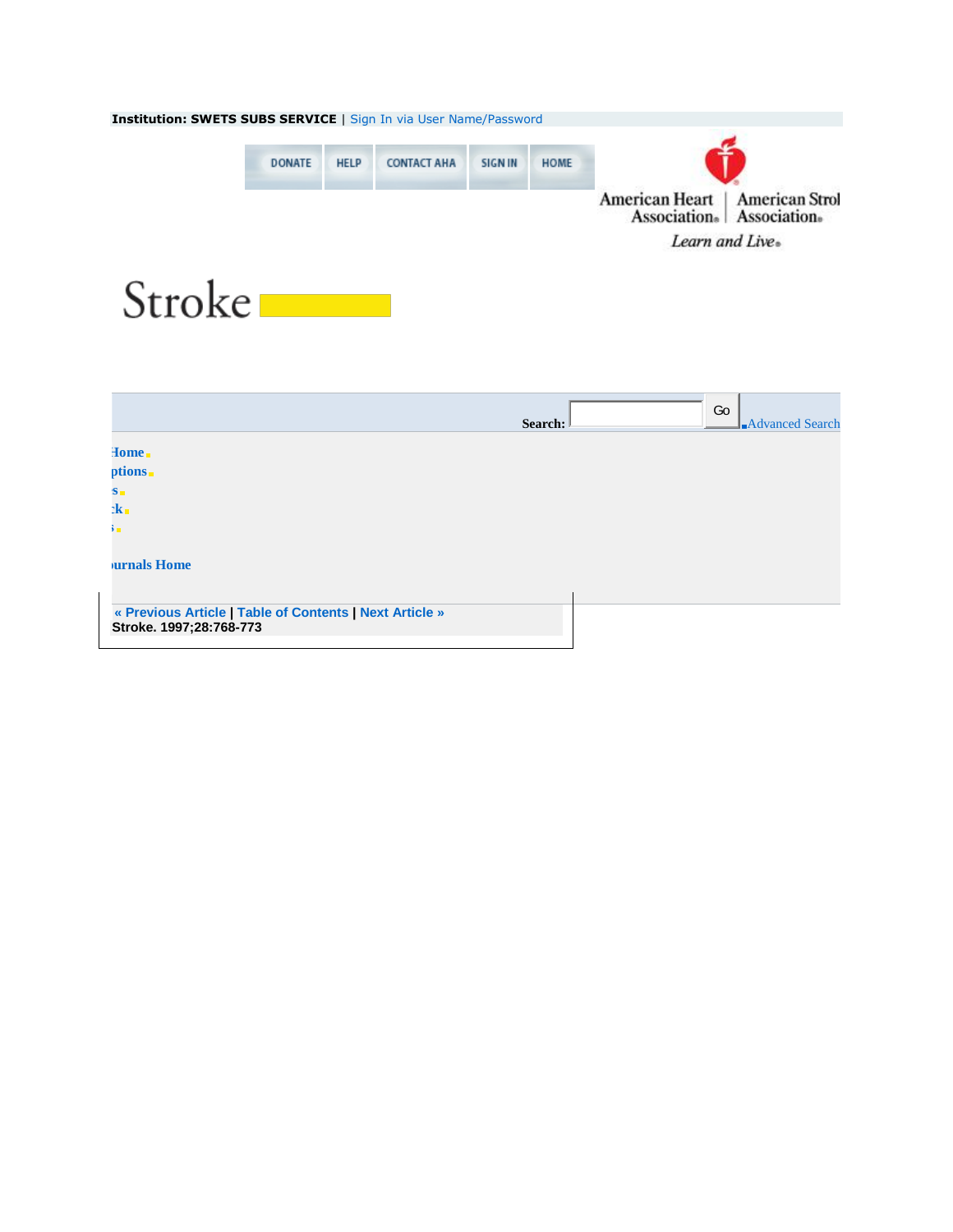Institution: **SWETS SUBS SERVICE** | Sign In via User Name/Password

DONATE | HELP | CONTACT AHA | SIGN IN | HOME

American Heart Association | American Stroke Association

*Learn and Live*

# Stroke

**Search:** Go Advanced Search

Home
ptions
s
k
s

urnals Home

« Previous Article | Table of Contents | Next Article »

**Stroke. 1997;28:768-773**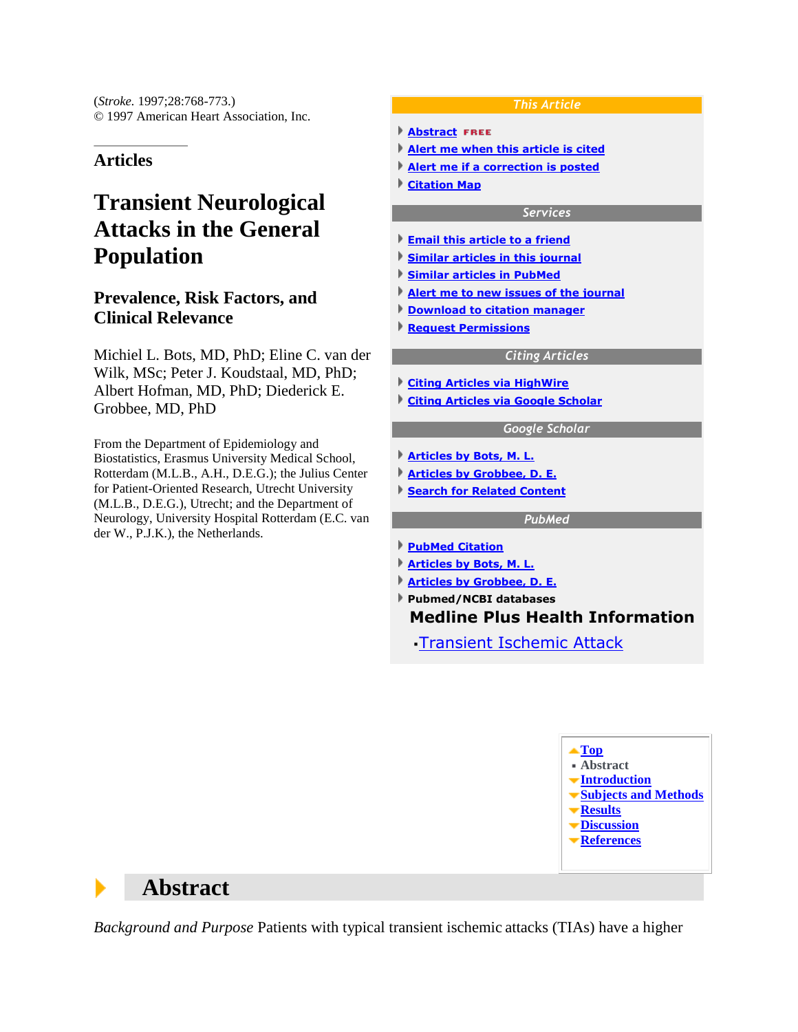(*Stroke*. 1997;28:768-773.)
© 1997 American Heart Association, Inc.

## Articles

# Transient Neurological Attacks in the General Population

## Prevalence, Risk Factors, and Clinical Relevance

Michiel L. Bots, MD, PhD; Eline C. van der Wilk, MSc; Peter J. Koudstaal, MD, PhD; Albert Hofman, MD, PhD; Diederick E. Grobbee, MD, PhD

From the Department of Epidemiology and Biostatistics, Erasmus University Medical School, Rotterdam (M.L.B., A.H., D.E.G.); the Julius Center for Patient-Oriented Research, Utrecht University (M.L.B., D.E.G.); and the Department of Neurology, University Hospital Rotterdam (E.C. van der W., P.J.K.), the Netherlands.

**This Article**

- Abstract FREE
- Alert me when this article is cited
- Alert me if a correction is posted
- Citation Map

**Services**

- Email this article to a friend
- Similar articles in this journal
- Similar articles in PubMed
- Alert me to new issues of the journal
- Download to citation manager
- Request Permissions

**Citing Articles**

- Citing Articles via HighWire
- Citing Articles via Google Scholar

**Google Scholar**

- Articles by Bots, M. L.
- Articles by Grobbee, D. E.
- Search for Related Content

**PubMed**

- PubMed Citation
- Articles by Bots, M. L.
- Articles by Grobbee, D. E.
- Pubmed/NCBI databases

**Medline Plus Health Information**

- Transient Ischemic Attack

- Top
- Abstract
- Introduction
- Subjects and Methods
- Results
- Discussion
- References

## Abstract

*Background and Purpose* Patients with typical transient ischemic attacks (TIAs) have a higher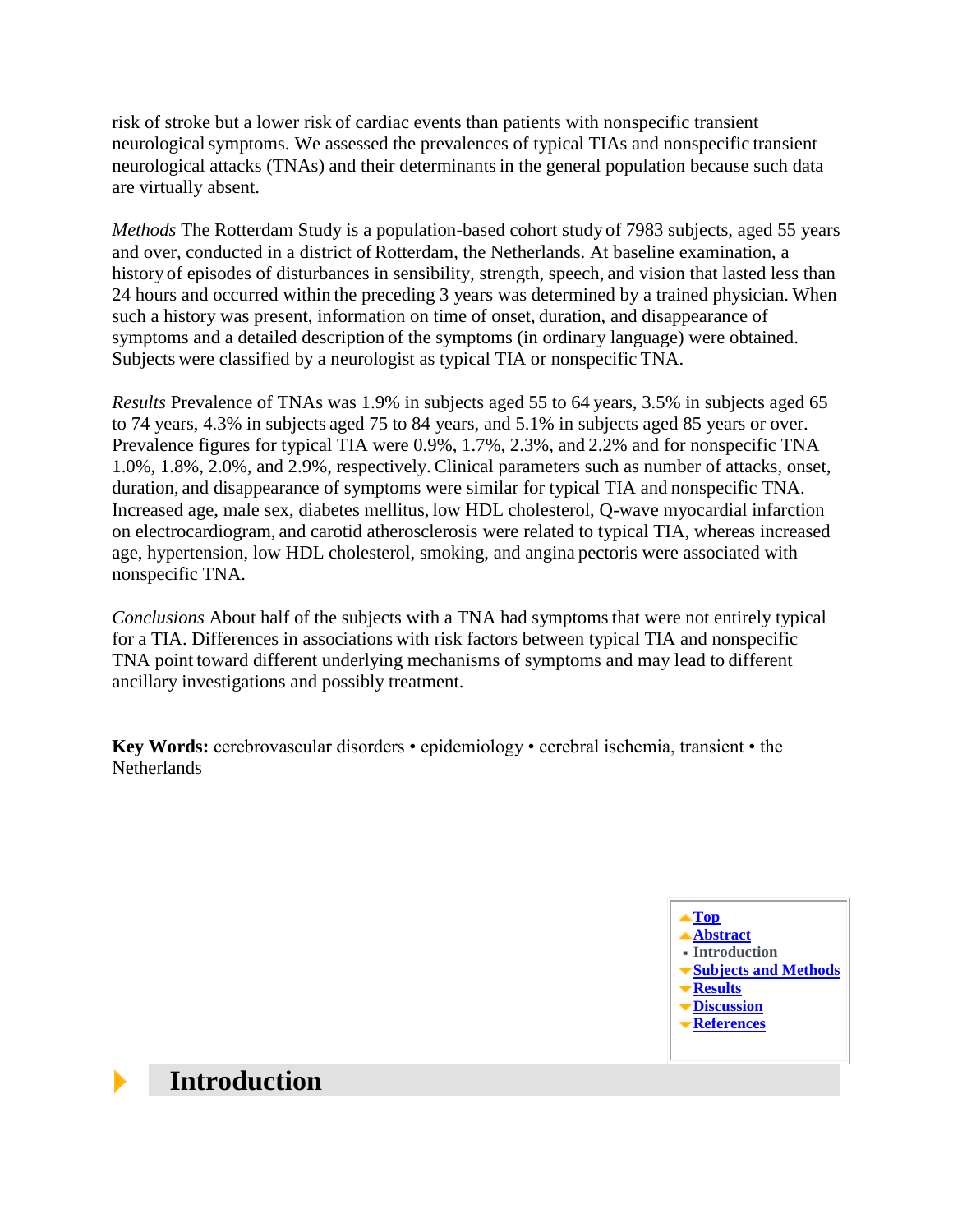risk of stroke but a lower risk of cardiac events than patients with nonspecific transient neurological symptoms. We assessed the prevalences of typical TIAs and nonspecific transient neurological attacks (TNAs) and their determinants in the general population because such data are virtually absent.

*Methods* The Rotterdam Study is a population-based cohort study of 7983 subjects, aged 55 years and over, conducted in a district of Rotterdam, the Netherlands. At baseline examination, a history of episodes of disturbances in sensibility, strength, speech, and vision that lasted less than 24 hours and occurred within the preceding 3 years was determined by a trained physician. When such a history was present, information on time of onset, duration, and disappearance of symptoms and a detailed description of the symptoms (in ordinary language) were obtained. Subjects were classified by a neurologist as typical TIA or nonspecific TNA.

*Results* Prevalence of TNAs was 1.9% in subjects aged 55 to 64 years, 3.5% in subjects aged 65 to 74 years, 4.3% in subjects aged 75 to 84 years, and 5.1% in subjects aged 85 years or over. Prevalence figures for typical TIA were 0.9%, 1.7%, 2.3%, and 2.2% and for nonspecific TNA 1.0%, 1.8%, 2.0%, and 2.9%, respectively. Clinical parameters such as number of attacks, onset, duration, and disappearance of symptoms were similar for typical TIA and nonspecific TNA. Increased age, male sex, diabetes mellitus, low HDL cholesterol, Q-wave myocardial infarction on electrocardiogram, and carotid atherosclerosis were related to typical TIA, whereas increased age, hypertension, low HDL cholesterol, smoking, and angina pectoris were associated with nonspecific TNA.

*Conclusions* About half of the subjects with a TNA had symptoms that were not entirely typical for a TIA. Differences in associations with risk factors between typical TIA and nonspecific TNA point toward different underlying mechanisms of symptoms and may lead to different ancillary investigations and possibly treatment.

**Key Words:** cerebrovascular disorders • epidemiology • cerebral ischemia, transient • the Netherlands

## Introduction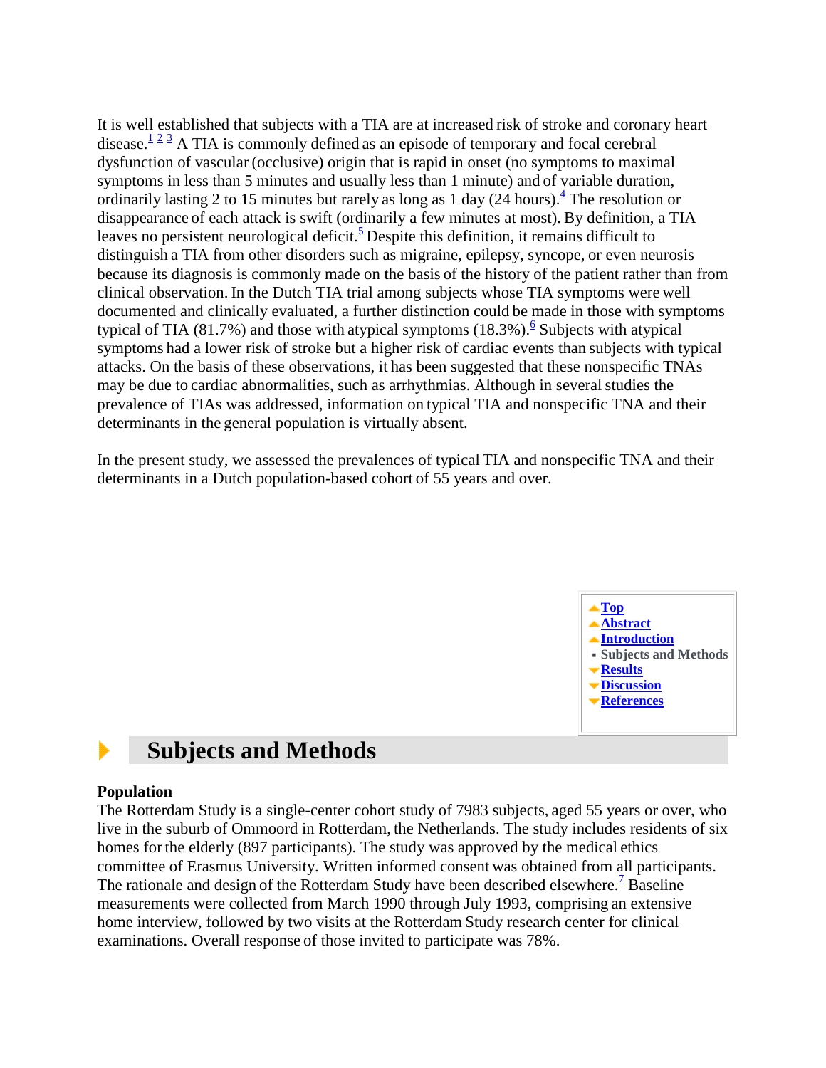It is well established that subjects with a TIA are at increased risk of stroke and coronary heart disease.[1] [2] [3] A TIA is commonly defined as an episode of temporary and focal cerebral dysfunction of vascular (occlusive) origin that is rapid in onset (no symptoms to maximal symptoms in less than 5 minutes and usually less than 1 minute) and of variable duration, ordinarily lasting 2 to 15 minutes but rarely as long as 1 day (24 hours).[4] The resolution or disappearance of each attack is swift (ordinarily a few minutes at most). By definition, a TIA leaves no persistent neurological deficit.[5] Despite this definition, it remains difficult to distinguish a TIA from other disorders such as migraine, epilepsy, syncope, or even neurosis because its diagnosis is commonly made on the basis of the history of the patient rather than from clinical observation. In the Dutch TIA trial among subjects whose TIA symptoms were well documented and clinically evaluated, a further distinction could be made in those with symptoms typical of TIA (81.7%) and those with atypical symptoms (18.3%).[6] Subjects with atypical symptoms had a lower risk of stroke but a higher risk of cardiac events than subjects with typical attacks. On the basis of these observations, it has been suggested that these nonspecific TNAs may be due to cardiac abnormalities, such as arrhythmias. Although in several studies the prevalence of TIAs was addressed, information on typical TIA and nonspecific TNA and their determinants in the general population is virtually absent.

In the present study, we assessed the prevalences of typical TIA and nonspecific TNA and their determinants in a Dutch population-based cohort of 55 years and over.

## Subjects and Methods

**Population**

The Rotterdam Study is a single-center cohort study of 7983 subjects, aged 55 years or over, who live in the suburb of Ommoord in Rotterdam, the Netherlands. The study includes residents of six homes for the elderly (897 participants). The study was approved by the medical ethics committee of Erasmus University. Written informed consent was obtained from all participants. The rationale and design of the Rotterdam Study have been described elsewhere.[7] Baseline measurements were collected from March 1990 through July 1993, comprising an extensive home interview, followed by two visits at the Rotterdam Study research center for clinical examinations. Overall response of those invited to participate was 78%.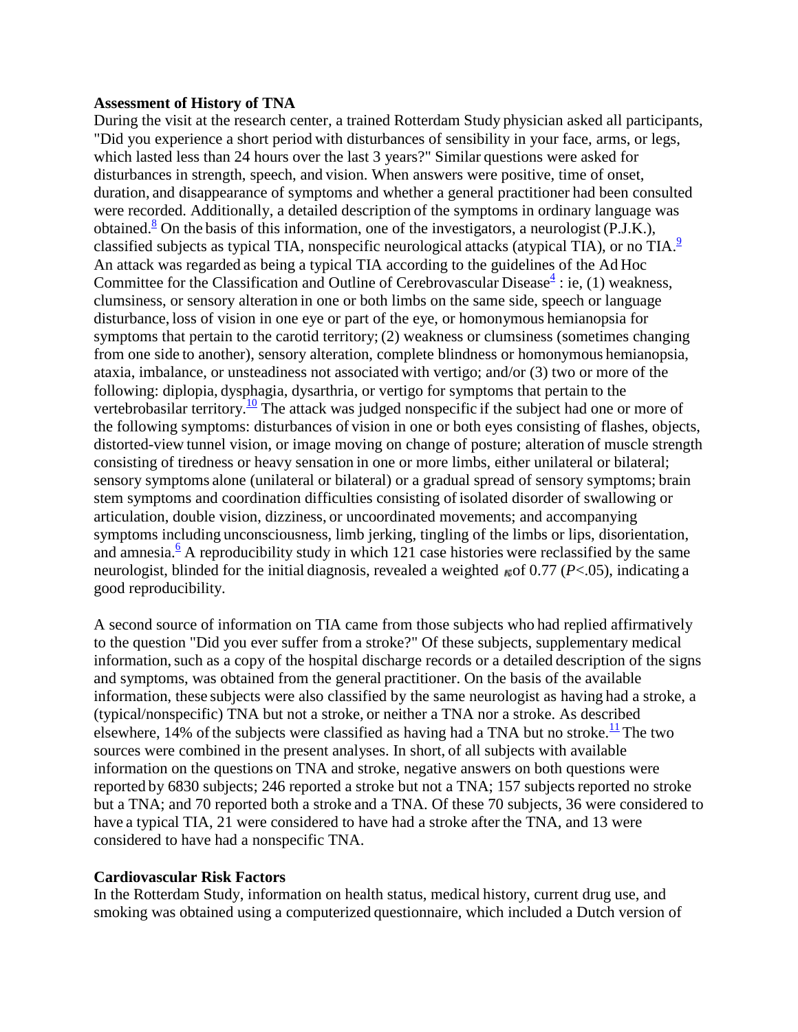**Assessment of History of TNA**

During the visit at the research center, a trained Rotterdam Study physician asked all participants, "Did you experience a short period with disturbances of sensibility in your face, arms, or legs, which lasted less than 24 hours over the last 3 years?" Similar questions were asked for disturbances in strength, speech, and vision. When answers were positive, time of onset, duration, and disappearance of symptoms and whether a general practitioner had been consulted were recorded. Additionally, a detailed description of the symptoms in ordinary language was obtained.[8] On the basis of this information, one of the investigators, a neurologist (P.J.K.), classified subjects as typical TIA, nonspecific neurological attacks (atypical TIA), or no TIA.[9] An attack was regarded as being a typical TIA according to the guidelines of the Ad Hoc Committee for the Classification and Outline of Cerebrovascular Disease[4] : ie, (1) weakness, clumsiness, or sensory alteration in one or both limbs on the same side, speech or language disturbance, loss of vision in one eye or part of the eye, or homonymous hemianopsia for symptoms that pertain to the carotid territory; (2) weakness or clumsiness (sometimes changing from one side to another), sensory alteration, complete blindness or homonymous hemianopsia, ataxia, imbalance, or unsteadiness not associated with vertigo; and/or (3) two or more of the following: diplopia, dysphagia, dysarthria, or vertigo for symptoms that pertain to the vertebrobasilar territory.[10] The attack was judged nonspecific if the subject had one or more of the following symptoms: disturbances of vision in one or both eyes consisting of flashes, objects, distorted-view tunnel vision, or image moving on change of posture; alteration of muscle strength consisting of tiredness or heavy sensation in one or more limbs, either unilateral or bilateral; sensory symptoms alone (unilateral or bilateral) or a gradual spread of sensory symptoms; brain stem symptoms and coordination difficulties consisting of isolated disorder of swallowing or articulation, double vision, dizziness, or uncoordinated movements; and accompanying symptoms including unconsciousness, limb jerking, tingling of the limbs or lips, disorientation, and amnesia.[6] A reproducibility study in which 121 case histories were reclassified by the same neurologist, blinded for the initial diagnosis, revealed a weighted $\kappa$ of 0.77 ($P<.05$), indicating a good reproducibility.

A second source of information on TIA came from those subjects who had replied affirmatively to the question "Did you ever suffer from a stroke?" Of these subjects, supplementary medical information, such as a copy of the hospital discharge records or a detailed description of the signs and symptoms, was obtained from the general practitioner. On the basis of the available information, these subjects were also classified by the same neurologist as having had a stroke, a (typical/nonspecific) TNA but not a stroke, or neither a TNA nor a stroke. As described elsewhere, 14% of the subjects were classified as having had a TNA but no stroke.[11] The two sources were combined in the present analyses. In short, of all subjects with available information on the questions on TNA and stroke, negative answers on both questions were reported by 6830 subjects; 246 reported a stroke but not a TNA; 157 subjects reported no stroke but a TNA; and 70 reported both a stroke and a TNA. Of these 70 subjects, 36 were considered to have a typical TIA, 21 were considered to have had a stroke after the TNA, and 13 were considered to have had a nonspecific TNA.

**Cardiovascular Risk Factors**

In the Rotterdam Study, information on health status, medical history, current drug use, and smoking was obtained using a computerized questionnaire, which included a Dutch version of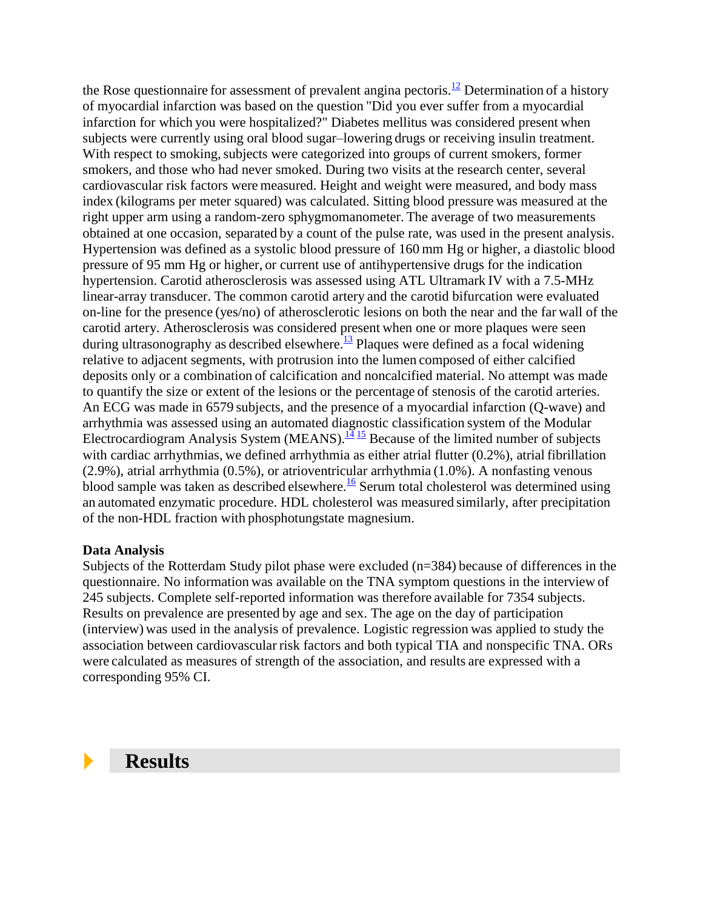the Rose questionnaire for assessment of prevalent angina pectoris.[12] Determination of a history of myocardial infarction was based on the question "Did you ever suffer from a myocardial infarction for which you were hospitalized?" Diabetes mellitus was considered present when subjects were currently using oral blood sugar–lowering drugs or receiving insulin treatment. With respect to smoking, subjects were categorized into groups of current smokers, former smokers, and those who had never smoked. During two visits at the research center, several cardiovascular risk factors were measured. Height and weight were measured, and body mass index (kilograms per meter squared) was calculated. Sitting blood pressure was measured at the right upper arm using a random-zero sphygmomanometer. The average of two measurements obtained at one occasion, separated by a count of the pulse rate, was used in the present analysis. Hypertension was defined as a systolic blood pressure of 160 mm Hg or higher, a diastolic blood pressure of 95 mm Hg or higher, or current use of antihypertensive drugs for the indication hypertension. Carotid atherosclerosis was assessed using ATL Ultramark IV with a 7.5-MHz linear-array transducer. The common carotid artery and the carotid bifurcation were evaluated on-line for the presence (yes/no) of atherosclerotic lesions on both the near and the far wall of the carotid artery. Atherosclerosis was considered present when one or more plaques were seen during ultrasonography as described elsewhere.[13] Plaques were defined as a focal widening relative to adjacent segments, with protrusion into the lumen composed of either calcified deposits only or a combination of calcification and noncalcified material. No attempt was made to quantify the size or extent of the lesions or the percentage of stenosis of the carotid arteries. An ECG was made in 6579 subjects, and the presence of a myocardial infarction (Q-wave) and arrhythmia was assessed using an automated diagnostic classification system of the Modular Electrocardiogram Analysis System (MEANS).[14,15] Because of the limited number of subjects with cardiac arrhythmias, we defined arrhythmia as either atrial flutter (0.2%), atrial fibrillation (2.9%), atrial arrhythmia (0.5%), or atrioventricular arrhythmia (1.0%). A nonfasting venous blood sample was taken as described elsewhere.[16] Serum total cholesterol was determined using an automated enzymatic procedure. HDL cholesterol was measured similarly, after precipitation of the non-HDL fraction with phosphotungstate magnesium.

### Data Analysis

Subjects of the Rotterdam Study pilot phase were excluded (n=384) because of differences in the questionnaire. No information was available on the TNA symptom questions in the interview of 245 subjects. Complete self-reported information was therefore available for 7354 subjects. Results on prevalence are presented by age and sex. The age on the day of participation (interview) was used in the analysis of prevalence. Logistic regression was applied to study the association between cardiovascular risk factors and both typical TIA and nonspecific TNA. ORs were calculated as measures of strength of the association, and results are expressed with a corresponding 95% CI.

## Results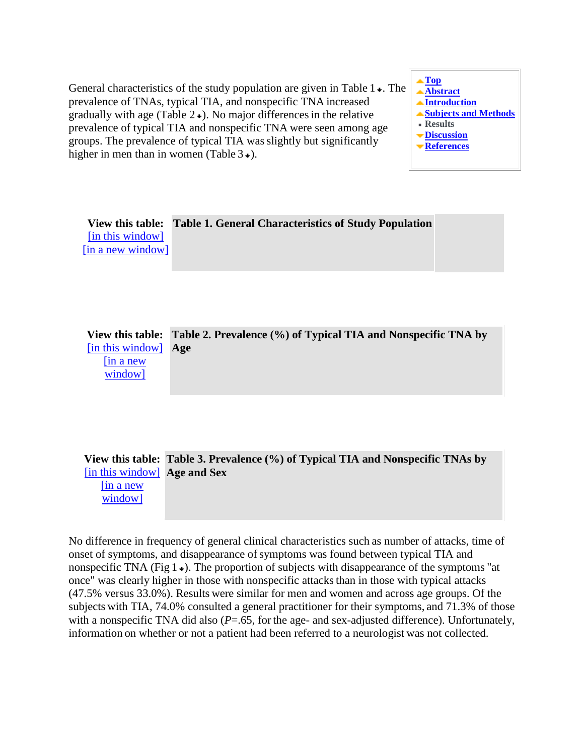General characteristics of the study population are given in Table 1. The prevalence of TNAs, typical TIA, and nonspecific TNA increased gradually with age (Table 2). No major differences in the relative prevalence of typical TIA and nonspecific TNA were seen among age groups. The prevalence of typical TIA was slightly but significantly higher in men than in women (Table 3).

**View this table:** [in this window] [in a new window] **Table 1. General Characteristics of Study Population**

**View this table:** [in this window] [in a new window] **Table 2. Prevalence (%) of Typical TIA and Nonspecific TNA by Age**

**View this table:** [in this window] [in a new window] **Table 3. Prevalence (%) of Typical TIA and Nonspecific TNAs by Age and Sex**

No difference in frequency of general clinical characteristics such as number of attacks, time of onset of symptoms, and disappearance of symptoms was found between typical TIA and nonspecific TNA (Fig 1). The proportion of subjects with disappearance of the symptoms "at once" was clearly higher in those with nonspecific attacks than in those with typical attacks (47.5% versus 33.0%). Results were similar for men and women and across age groups. Of the subjects with TIA, 74.0% consulted a general practitioner for their symptoms, and 71.3% of those with a nonspecific TNA did also ($P$=.65, for the age- and sex-adjusted difference). Unfortunately, information on whether or not a patient had been referred to a neurologist was not collected.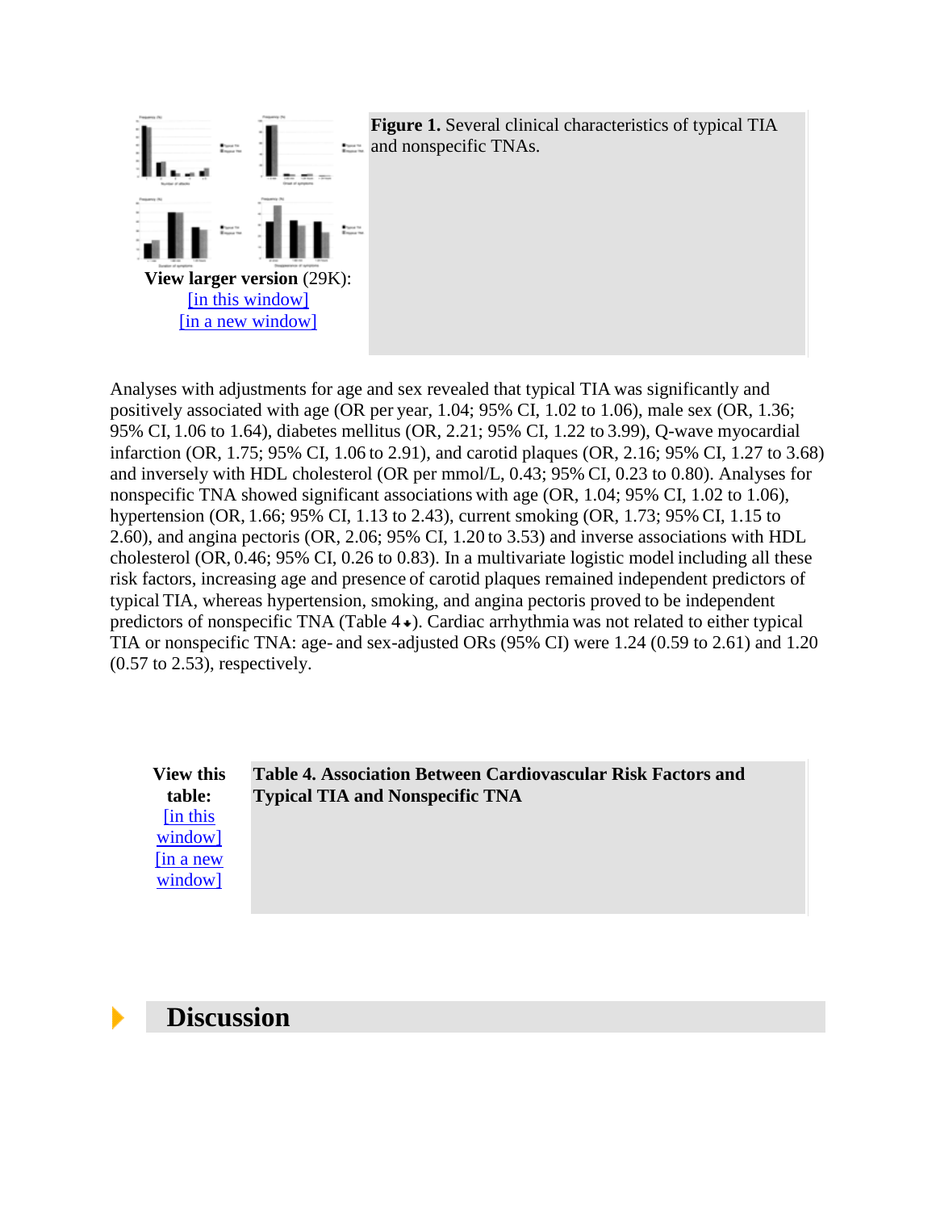**Figure 1.** Several clinical characteristics of typical TIA and nonspecific TNAs.

View larger version (29K):
[in this window]
[in a new window]

Analyses with adjustments for age and sex revealed that typical TIA was significantly and positively associated with age (OR per year, 1.04; 95% CI, 1.02 to 1.06), male sex (OR, 1.36; 95% CI, 1.06 to 1.64), diabetes mellitus (OR, 2.21; 95% CI, 1.22 to 3.99), Q-wave myocardial infarction (OR, 1.75; 95% CI, 1.06 to 2.91), and carotid plaques (OR, 2.16; 95% CI, 1.27 to 3.68) and inversely with HDL cholesterol (OR per mmol/L, 0.43; 95% CI, 0.23 to 0.80). Analyses for nonspecific TNA showed significant associations with age (OR, 1.04; 95% CI, 1.02 to 1.06), hypertension (OR, 1.66; 95% CI, 1.13 to 2.43), current smoking (OR, 1.73; 95% CI, 1.15 to 2.60), and angina pectoris (OR, 2.06; 95% CI, 1.20 to 3.53) and inverse associations with HDL cholesterol (OR, 0.46; 95% CI, 0.26 to 0.83). In a multivariate logistic model including all these risk factors, increasing age and presence of carotid plaques remained independent predictors of typical TIA, whereas hypertension, smoking, and angina pectoris proved to be independent predictors of nonspecific TNA (Table 4). Cardiac arrhythmia was not related to either typical TIA or nonspecific TNA: age- and sex-adjusted ORs (95% CI) were 1.24 (0.59 to 2.61) and 1.20 (0.57 to 2.53), respectively.

View this table:
[in this window]
[in a new window]

**Table 4. Association Between Cardiovascular Risk Factors and Typical TIA and Nonspecific TNA**

## Discussion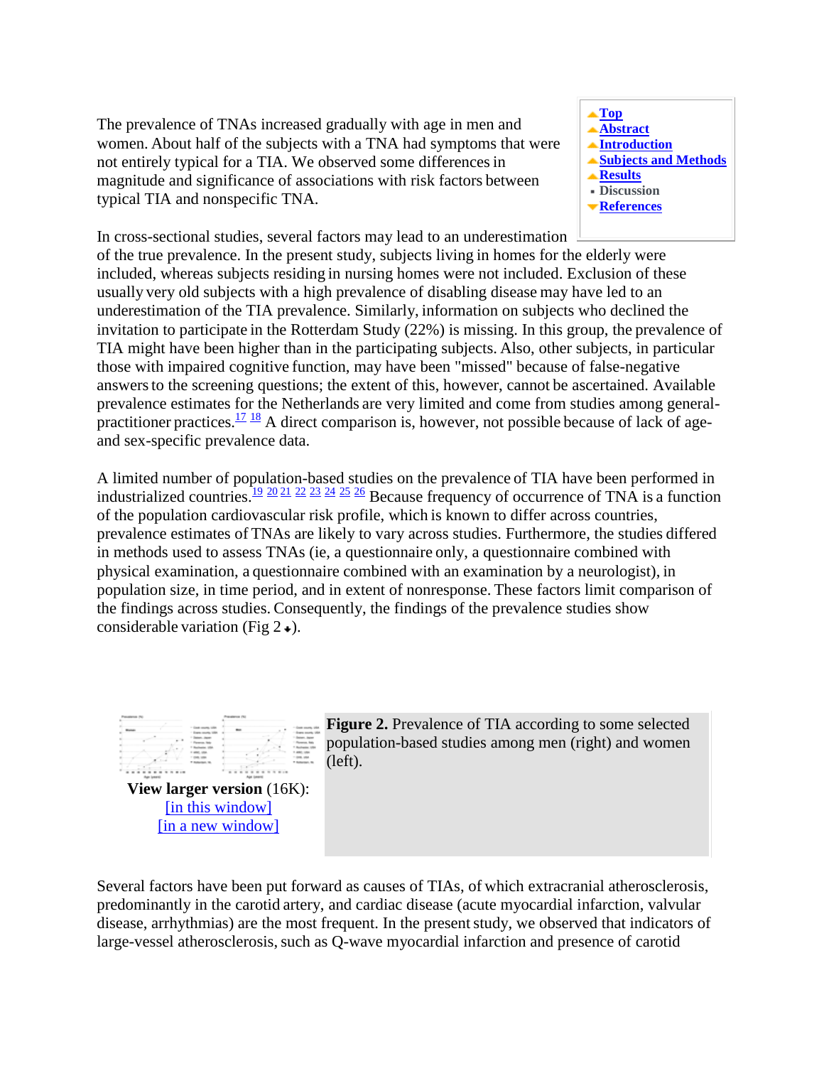The prevalence of TNAs increased gradually with age in men and women. About half of the subjects with a TNA had symptoms that were not entirely typical for a TIA. We observed some differences in magnitude and significance of associations with risk factors between typical TIA and nonspecific TNA.

In cross-sectional studies, several factors may lead to an underestimation of the true prevalence. In the present study, subjects living in homes for the elderly were included, whereas subjects residing in nursing homes were not included. Exclusion of these usually very old subjects with a high prevalence of disabling disease may have led to an underestimation of the TIA prevalence. Similarly, information on subjects who declined the invitation to participate in the Rotterdam Study (22%) is missing. In this group, the prevalence of TIA might have been higher than in the participating subjects. Also, other subjects, in particular those with impaired cognitive function, may have been "missed" because of false-negative answers to the screening questions; the extent of this, however, cannot be ascertained. Available prevalence estimates for the Netherlands are very limited and come from studies among general-practitioner practices.[17] [18] A direct comparison is, however, not possible because of lack of age- and sex-specific prevalence data.

A limited number of population-based studies on the prevalence of TIA have been performed in industrialized countries.[19] [20] [21] [22] [23] [24] [25] [26] Because frequency of occurrence of TNA is a function of the population cardiovascular risk profile, which is known to differ across countries, prevalence estimates of TNAs are likely to vary across studies. Furthermore, the studies differed in methods used to assess TNAs (ie, a questionnaire only, a questionnaire combined with physical examination, a questionnaire combined with an examination by a neurologist), in population size, in time period, and in extent of nonresponse. These factors limit comparison of the findings across studies. Consequently, the findings of the prevalence studies show considerable variation (Fig 2).

**View larger version** (16K):
[in this window]
[in a new window]

**Figure 2.** Prevalence of TIA according to some selected population-based studies among men (right) and women (left).

Several factors have been put forward as causes of TIAs, of which extracranial atherosclerosis, predominantly in the carotid artery, and cardiac disease (acute myocardial infarction, valvular disease, arrhythmias) are the most frequent. In the present study, we observed that indicators of large-vessel atherosclerosis, such as Q-wave myocardial infarction and presence of carotid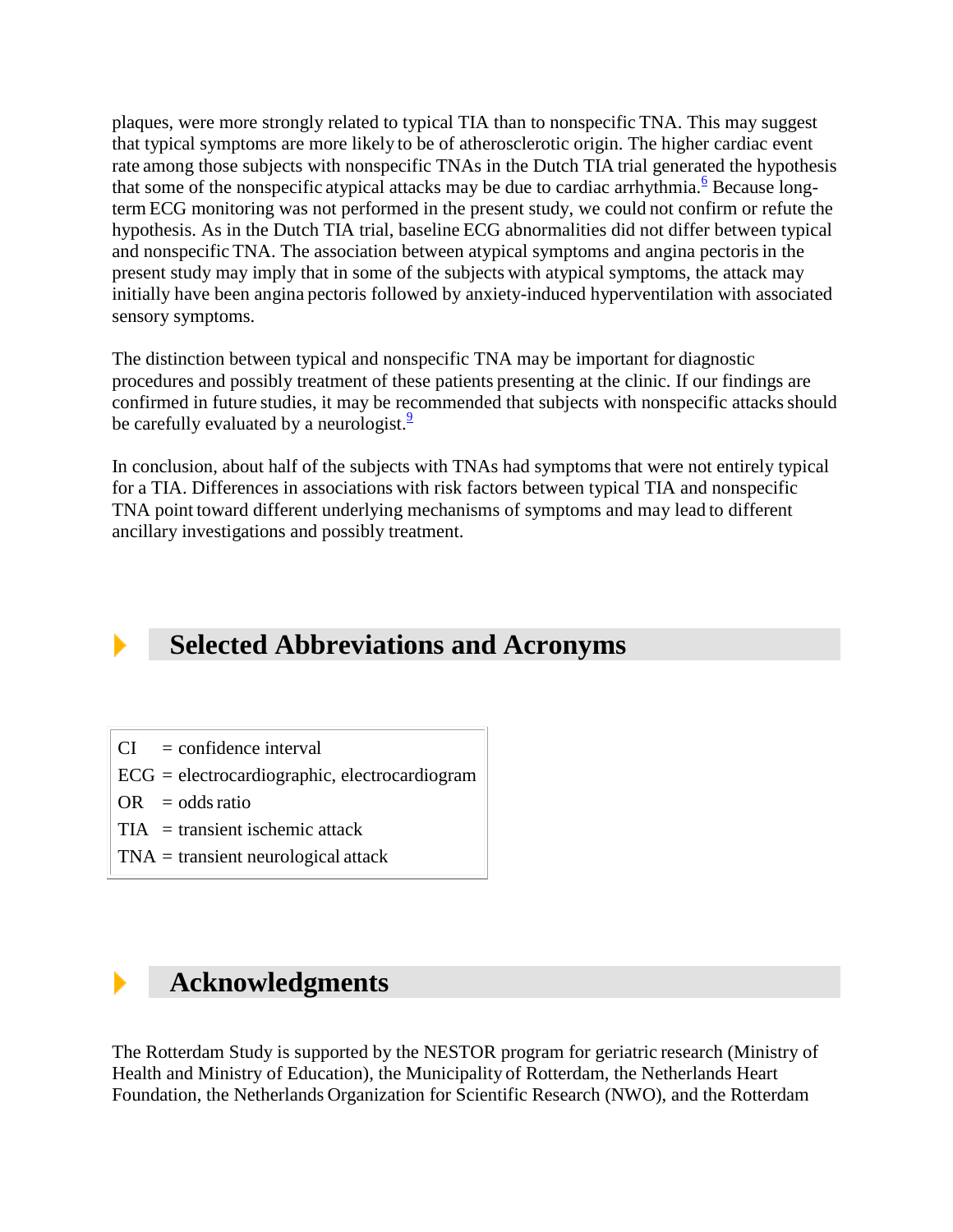plaques, were more strongly related to typical TIA than to nonspecific TNA. This may suggest that typical symptoms are more likely to be of atherosclerotic origin. The higher cardiac event rate among those subjects with nonspecific TNAs in the Dutch TIA trial generated the hypothesis that some of the nonspecific atypical attacks may be due to cardiac arrhythmia.[6] Because long-term ECG monitoring was not performed in the present study, we could not confirm or refute the hypothesis. As in the Dutch TIA trial, baseline ECG abnormalities did not differ between typical and nonspecific TNA. The association between atypical symptoms and angina pectoris in the present study may imply that in some of the subjects with atypical symptoms, the attack may initially have been angina pectoris followed by anxiety-induced hyperventilation with associated sensory symptoms.

The distinction between typical and nonspecific TNA may be important for diagnostic procedures and possibly treatment of these patients presenting at the clinic. If our findings are confirmed in future studies, it may be recommended that subjects with nonspecific attacks should be carefully evaluated by a neurologist.[9]

In conclusion, about half of the subjects with TNAs had symptoms that were not entirely typical for a TIA. Differences in associations with risk factors between typical TIA and nonspecific TNA point toward different underlying mechanisms of symptoms and may lead to different ancillary investigations and possibly treatment.

## Selected Abbreviations and Acronyms

| | |
|---|---|
| CI | = confidence interval |
| ECG | = electrocardiographic, electrocardiogram |
| OR | = odds ratio |
| TIA | = transient ischemic attack |
| TNA | = transient neurological attack |

## Acknowledgments

The Rotterdam Study is supported by the NESTOR program for geriatric research (Ministry of Health and Ministry of Education), the Municipality of Rotterdam, the Netherlands Heart Foundation, the Netherlands Organization for Scientific Research (NWO), and the Rotterdam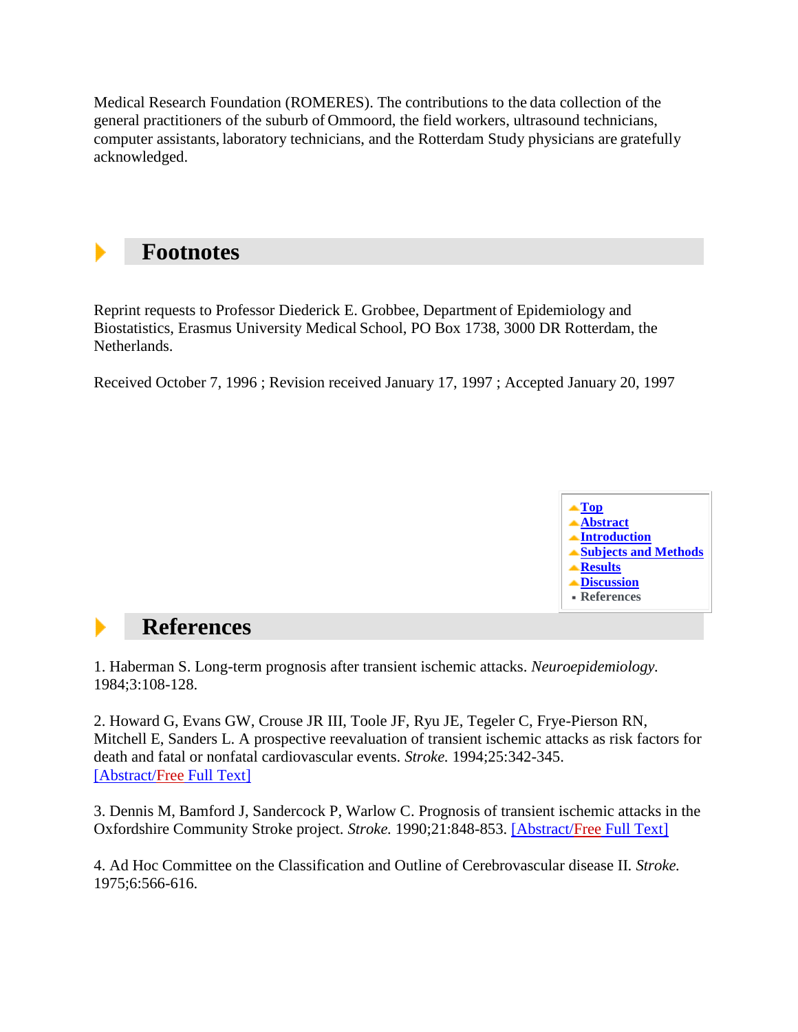Medical Research Foundation (ROMERES). The contributions to the data collection of the general practitioners of the suburb of Ommoord, the field workers, ultrasound technicians, computer assistants, laboratory technicians, and the Rotterdam Study physicians are gratefully acknowledged.

## Footnotes

Reprint requests to Professor Diederick E. Grobbee, Department of Epidemiology and Biostatistics, Erasmus University Medical School, PO Box 1738, 3000 DR Rotterdam, the Netherlands.

Received October 7, 1996 ; Revision received January 17, 1997 ; Accepted January 20, 1997

## References

1. Haberman S. Long-term prognosis after transient ischemic attacks. *Neuroepidemiology.* 1984;3:108-128.

2. Howard G, Evans GW, Crouse JR III, Toole JF, Ryu JE, Tegeler C, Frye-Pierson RN, Mitchell E, Sanders L. A prospective reevaluation of transient ischemic attacks as risk factors for death and fatal or nonfatal cardiovascular events. *Stroke.* 1994;25:342-345. [Abstract/Free Full Text]

3. Dennis M, Bamford J, Sandercock P, Warlow C. Prognosis of transient ischemic attacks in the Oxfordshire Community Stroke project. *Stroke.* 1990;21:848-853. [Abstract/Free Full Text]

4. Ad Hoc Committee on the Classification and Outline of Cerebrovascular disease II. *Stroke.* 1975;6:566-616.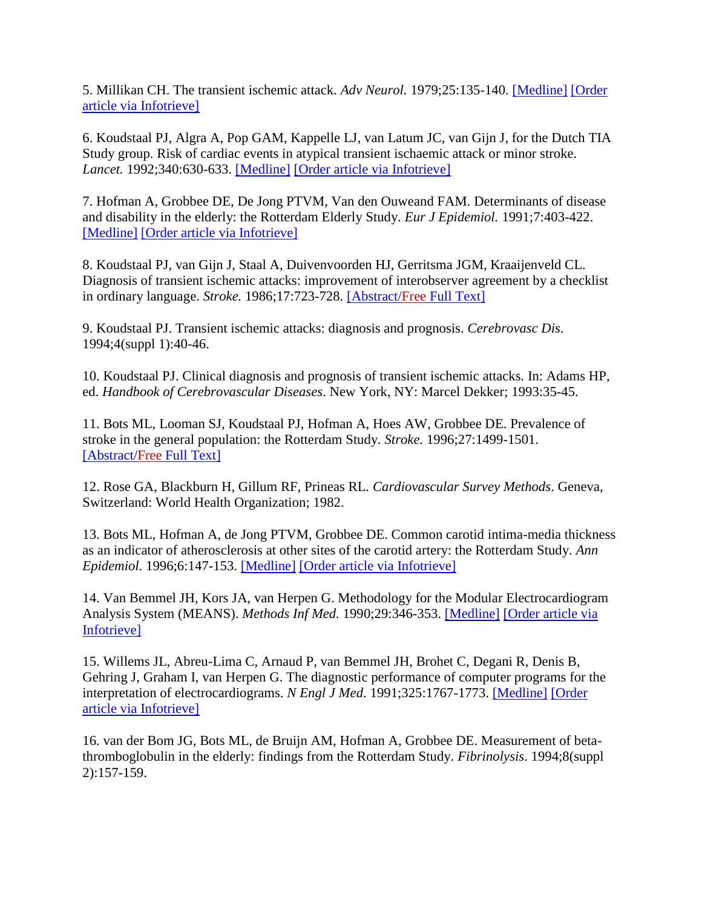5. Millikan CH. The transient ischemic attack. *Adv Neurol.* 1979;25:135-140. [Medline] [Order article via Infotrieve]

6. Koudstaal PJ, Algra A, Pop GAM, Kappelle LJ, van Latum JC, van Gijn J, for the Dutch TIA Study group. Risk of cardiac events in atypical transient ischaemic attack or minor stroke. *Lancet.* 1992;340:630-633. [Medline] [Order article via Infotrieve]

7. Hofman A, Grobbee DE, De Jong PTVM, Van den Ouweand FAM. Determinants of disease and disability in the elderly: the Rotterdam Elderly Study. *Eur J Epidemiol.* 1991;7:403-422. [Medline] [Order article via Infotrieve]

8. Koudstaal PJ, van Gijn J, Staal A, Duivenvoorden HJ, Gerritsma JGM, Kraaijenveld CL. Diagnosis of transient ischemic attacks: improvement of interobserver agreement by a checklist in ordinary language. *Stroke.* 1986;17:723-728. [Abstract/Free Full Text]

9. Koudstaal PJ. Transient ischemic attacks: diagnosis and prognosis. *Cerebrovasc Dis*. 1994;4(suppl 1):40-46.

10. Koudstaal PJ. Clinical diagnosis and prognosis of transient ischemic attacks. In: Adams HP, ed. *Handbook of Cerebrovascular Diseases*. New York, NY: Marcel Dekker; 1993:35-45.

11. Bots ML, Looman SJ, Koudstaal PJ, Hofman A, Hoes AW, Grobbee DE. Prevalence of stroke in the general population: the Rotterdam Study. *Stroke.* 1996;27:1499-1501. [Abstract/Free Full Text]

12. Rose GA, Blackburn H, Gillum RF, Prineas RL. *Cardiovascular Survey Methods*. Geneva, Switzerland: World Health Organization; 1982.

13. Bots ML, Hofman A, de Jong PTVM, Grobbee DE. Common carotid intima-media thickness as an indicator of atherosclerosis at other sites of the carotid artery: the Rotterdam Study. *Ann Epidemiol.* 1996;6:147-153. [Medline] [Order article via Infotrieve]

14. Van Bemmel JH, Kors JA, van Herpen G. Methodology for the Modular Electrocardiogram Analysis System (MEANS). *Methods Inf Med.* 1990;29:346-353. [Medline] [Order article via Infotrieve]

15. Willems JL, Abreu-Lima C, Arnaud P, van Bemmel JH, Brohet C, Degani R, Denis B, Gehring J, Graham I, van Herpen G. The diagnostic performance of computer programs for the interpretation of electrocardiograms. *N Engl J Med.* 1991;325:1767-1773. [Medline] [Order article via Infotrieve]

16. van der Bom JG, Bots ML, de Bruijn AM, Hofman A, Grobbee DE. Measurement of beta-thromboglobulin in the elderly: findings from the Rotterdam Study. *Fibrinolysis*. 1994;8(suppl 2):157-159.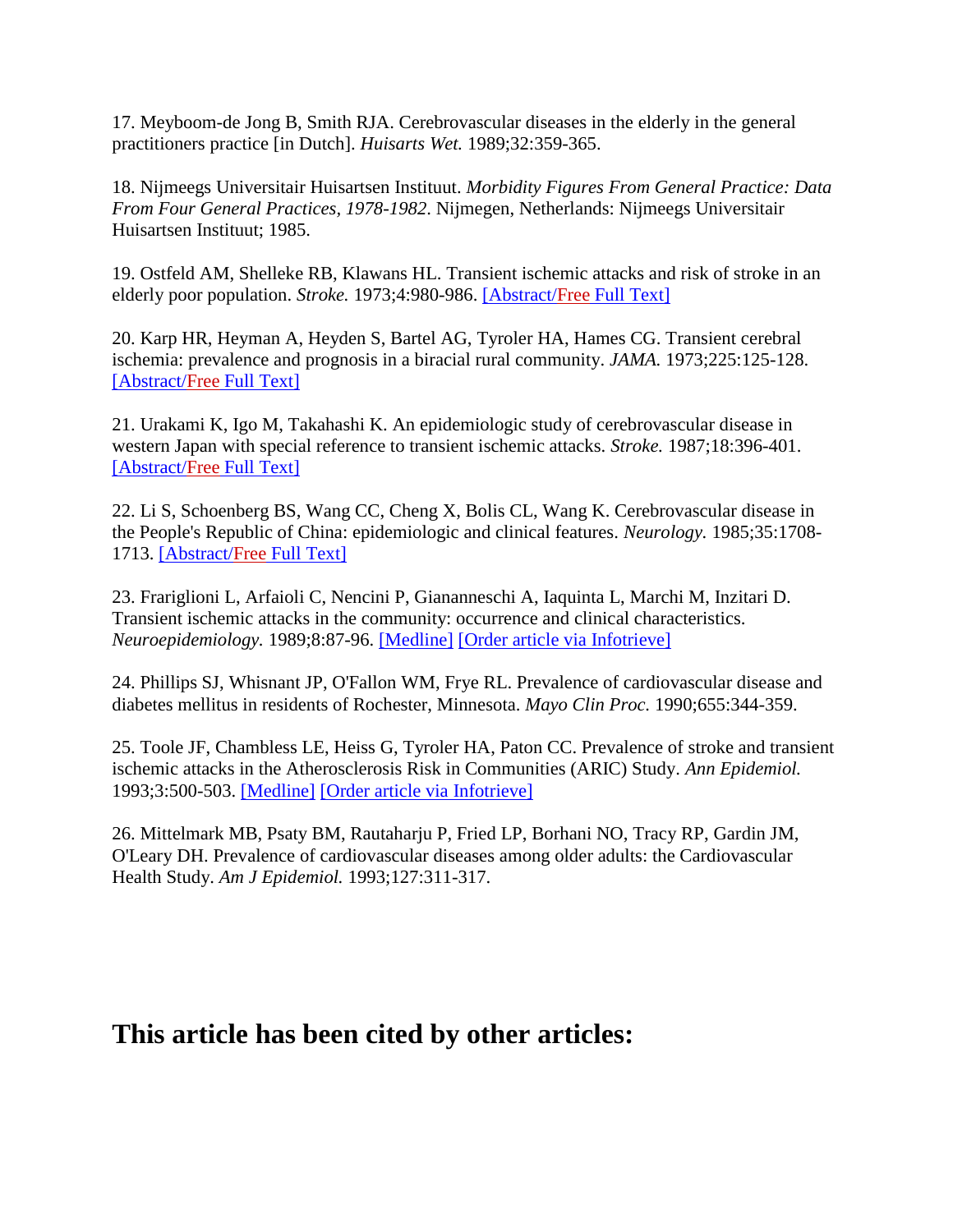17. Meyboom-de Jong B, Smith RJA. Cerebrovascular diseases in the elderly in the general practitioners practice [in Dutch]. *Huisarts Wet.* 1989;32:359-365.

18. Nijmeegs Universitair Huisartsen Instituut. *Morbidity Figures From General Practice: Data From Four General Practices, 1978-1982*. Nijmegen, Netherlands: Nijmeegs Universitair Huisartsen Instituut; 1985.

19. Ostfeld AM, Shelleke RB, Klawans HL. Transient ischemic attacks and risk of stroke in an elderly poor population. *Stroke.* 1973;4:980-986. [Abstract/Free Full Text]

20. Karp HR, Heyman A, Heyden S, Bartel AG, Tyroler HA, Hames CG. Transient cerebral ischemia: prevalence and prognosis in a biracial rural community. *JAMA.* 1973;225:125-128. [Abstract/Free Full Text]

21. Urakami K, Igo M, Takahashi K. An epidemiologic study of cerebrovascular disease in western Japan with special reference to transient ischemic attacks. *Stroke.* 1987;18:396-401. [Abstract/Free Full Text]

22. Li S, Schoenberg BS, Wang CC, Cheng X, Bolis CL, Wang K. Cerebrovascular disease in the People's Republic of China: epidemiologic and clinical features. *Neurology.* 1985;35:1708-1713. [Abstract/Free Full Text]

23. Frariglioni L, Arfaioli C, Nencini P, Giananneschi A, Iaquinta L, Marchi M, Inzitari D. Transient ischemic attacks in the community: occurrence and clinical characteristics. *Neuroepidemiology.* 1989;8:87-96. [Medline] [Order article via Infotrieve]

24. Phillips SJ, Whisnant JP, O'Fallon WM, Frye RL. Prevalence of cardiovascular disease and diabetes mellitus in residents of Rochester, Minnesota. *Mayo Clin Proc.* 1990;655:344-359.

25. Toole JF, Chambless LE, Heiss G, Tyroler HA, Paton CC. Prevalence of stroke and transient ischemic attacks in the Atherosclerosis Risk in Communities (ARIC) Study. *Ann Epidemiol.* 1993;3:500-503. [Medline] [Order article via Infotrieve]

26. Mittelmark MB, Psaty BM, Rautaharju P, Fried LP, Borhani NO, Tracy RP, Gardin JM, O'Leary DH. Prevalence of cardiovascular diseases among older adults: the Cardiovascular Health Study. *Am J Epidemiol.* 1993;127:311-317.

## This article has been cited by other articles: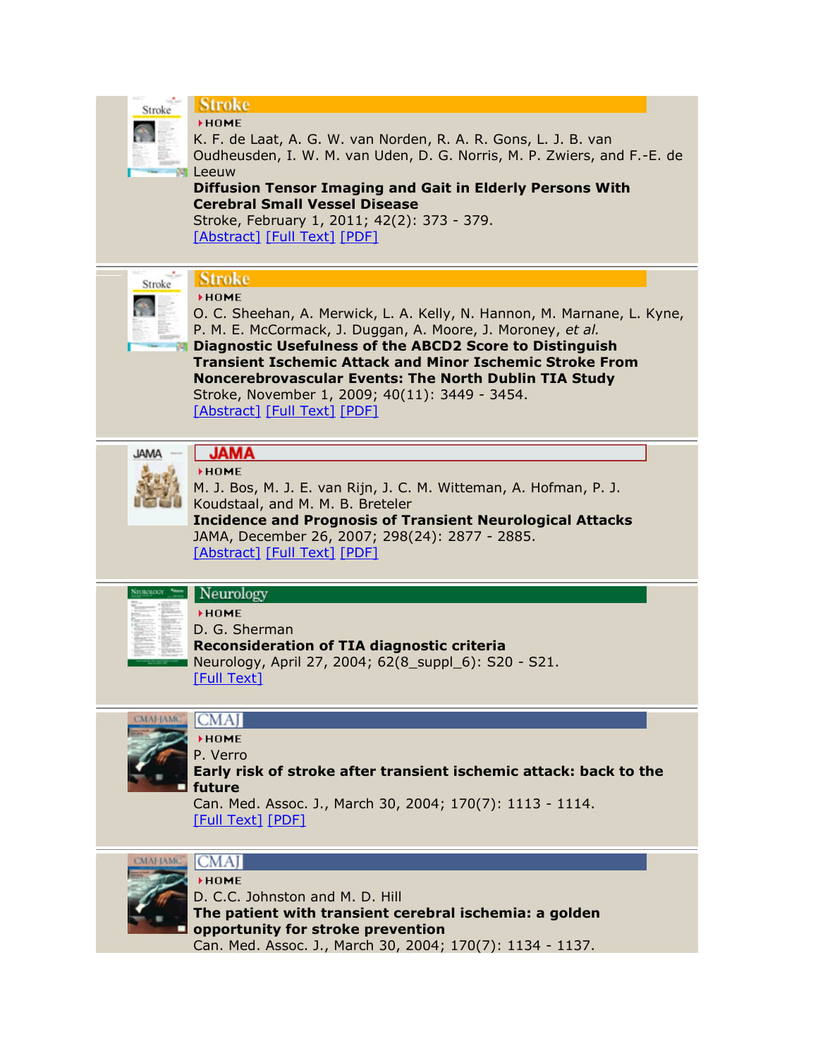**Stroke**

HOME

K. F. de Laat, A. G. W. van Norden, R. A. R. Gons, L. J. B. van Oudheusden, I. W. M. van Uden, D. G. Norris, M. P. Zwiers, and F.-E. de Leeuw

**Diffusion Tensor Imaging and Gait in Elderly Persons With Cerebral Small Vessel Disease**

Stroke, February 1, 2011; 42(2): 373 - 379.

[Abstract] [Full Text] [PDF]

---

**Stroke**

HOME

O. C. Sheehan, A. Merwick, L. A. Kelly, N. Hannon, M. Marnane, L. Kyne, P. M. E. McCormack, J. Duggan, A. Moore, J. Moroney, *et al.*

**Diagnostic Usefulness of the ABCD2 Score to Distinguish Transient Ischemic Attack and Minor Ischemic Stroke From Noncerebrovascular Events: The North Dublin TIA Study**

Stroke, November 1, 2009; 40(11): 3449 - 3454.

[Abstract] [Full Text] [PDF]

---

**JAMA**

HOME

M. J. Bos, M. J. E. van Rijn, J. C. M. Witteman, A. Hofman, P. J. Koudstaal, and M. M. B. Breteler

**Incidence and Prognosis of Transient Neurological Attacks**

JAMA, December 26, 2007; 298(24): 2877 - 2885.

[Abstract] [Full Text] [PDF]

---

**Neurology**

HOME

D. G. Sherman

**Reconsideration of TIA diagnostic criteria**

Neurology, April 27, 2004; 62(8_suppl_6): S20 - S21.

[Full Text]

---

**CMAJ**

HOME

P. Verro

**Early risk of stroke after transient ischemic attack: back to the future**

Can. Med. Assoc. J., March 30, 2004; 170(7): 1113 - 1114.

[Full Text] [PDF]

---

**CMAJ**

HOME

D. C.C. Johnston and M. D. Hill

**The patient with transient cerebral ischemia: a golden opportunity for stroke prevention**

Can. Med. Assoc. J., March 30, 2004; 170(7): 1134 - 1137.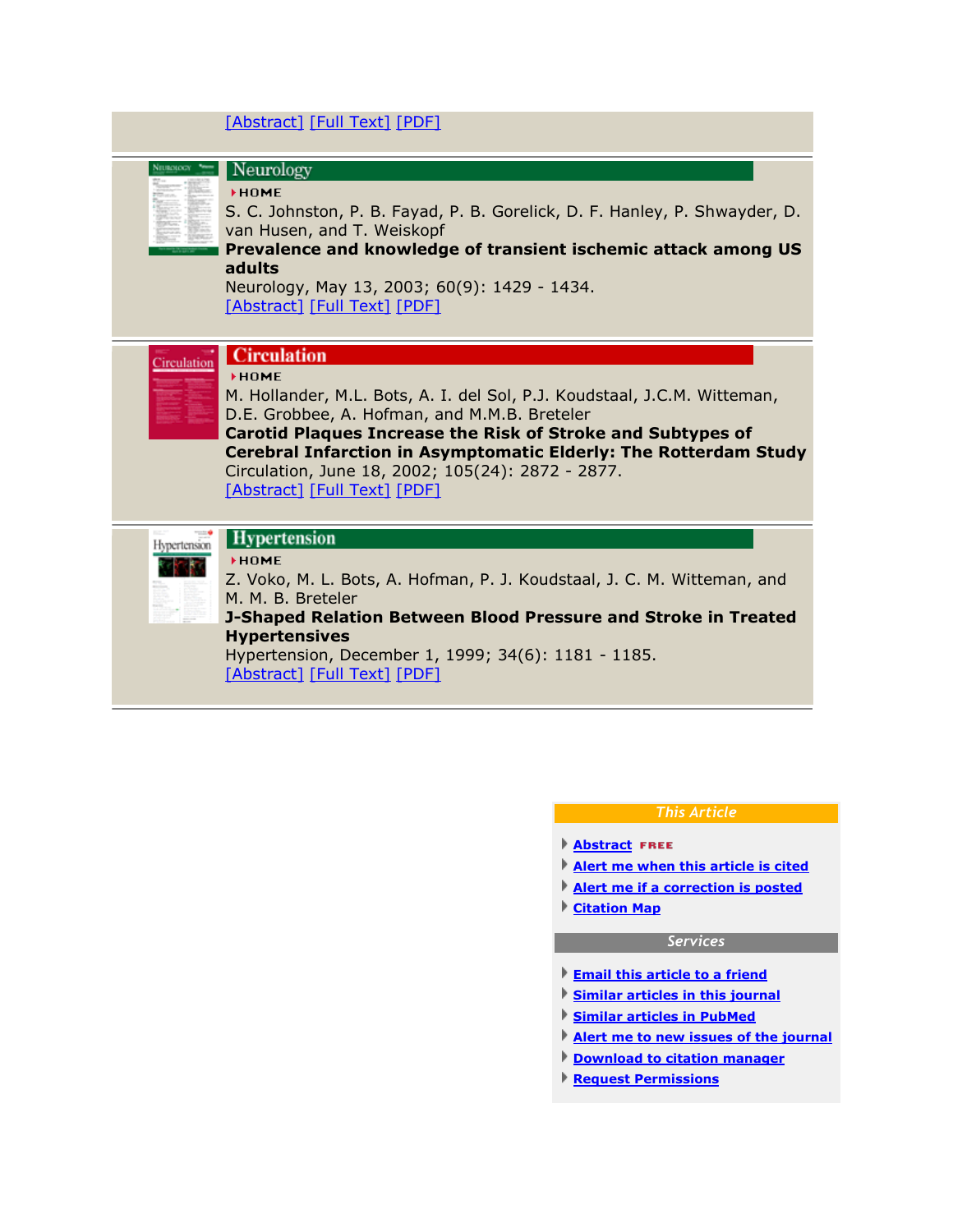[Abstract] [Full Text] [PDF]

---

**Neurology**

HOME

S. C. Johnston, P. B. Fayad, P. B. Gorelick, D. F. Hanley, P. Shwayder, D. van Husen, and T. Weiskopf

**Prevalence and knowledge of transient ischemic attack among US adults**

Neurology, May 13, 2003; 60(9): 1429 - 1434.

[Abstract] [Full Text] [PDF]

---

**Circulation**

HOME

M. Hollander, M.L. Bots, A. I. del Sol, P.J. Koudstaal, J.C.M. Witteman, D.E. Grobbee, A. Hofman, and M.M.B. Breteler

**Carotid Plaques Increase the Risk of Stroke and Subtypes of Cerebral Infarction in Asymptomatic Elderly: The Rotterdam Study**

Circulation, June 18, 2002; 105(24): 2872 - 2877.

[Abstract] [Full Text] [PDF]

---

**Hypertension**

HOME

Z. Voko, M. L. Bots, A. Hofman, P. J. Koudstaal, J. C. M. Witteman, and M. M. B. Breteler

**J-Shaped Relation Between Blood Pressure and Stroke in Treated Hypertensives**

Hypertension, December 1, 1999; 34(6): 1181 - 1185.

[Abstract] [Full Text] [PDF]

---

*This Article*

- **Abstract** FREE
- **Alert me when this article is cited**
- **Alert me if a correction is posted**
- **Citation Map**

*Services*

- **Email this article to a friend**
- **Similar articles in this journal**
- **Similar articles in PubMed**
- **Alert me to new issues of the journal**
- **Download to citation manager**
- **Request Permissions**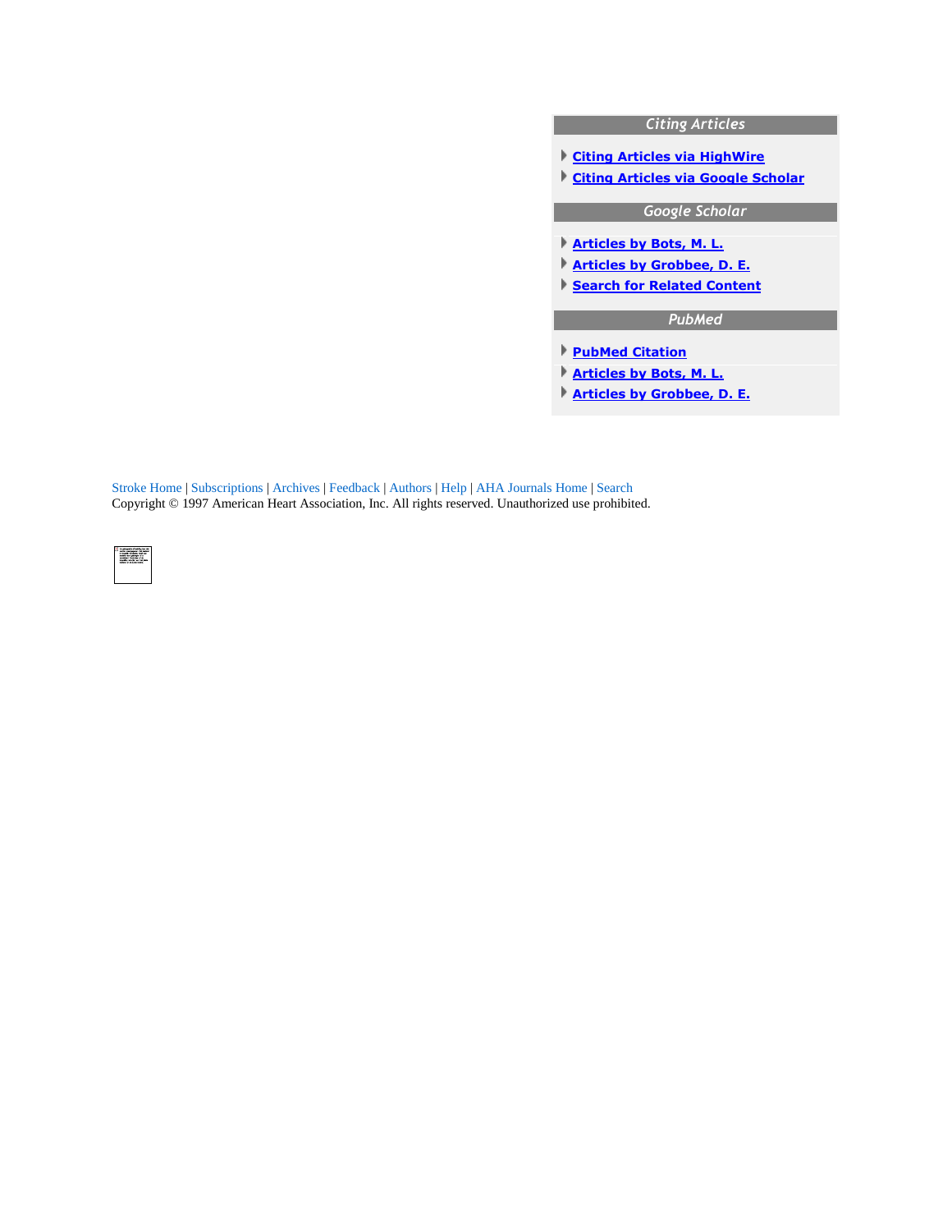## *Citing Articles*

- Citing Articles via HighWire
- Citing Articles via Google Scholar

## *Google Scholar*

- Articles by Bots, M. L.
- Articles by Grobbee, D. E.
- Search for Related Content

## *PubMed*

- PubMed Citation
- Articles by Bots, M. L.
- Articles by Grobbee, D. E.

Stroke Home | Subscriptions | Archives | Feedback | Authors | Help | AHA Journals Home | Search
Copyright © 1997 American Heart Association, Inc. All rights reserved. Unauthorized use prohibited.